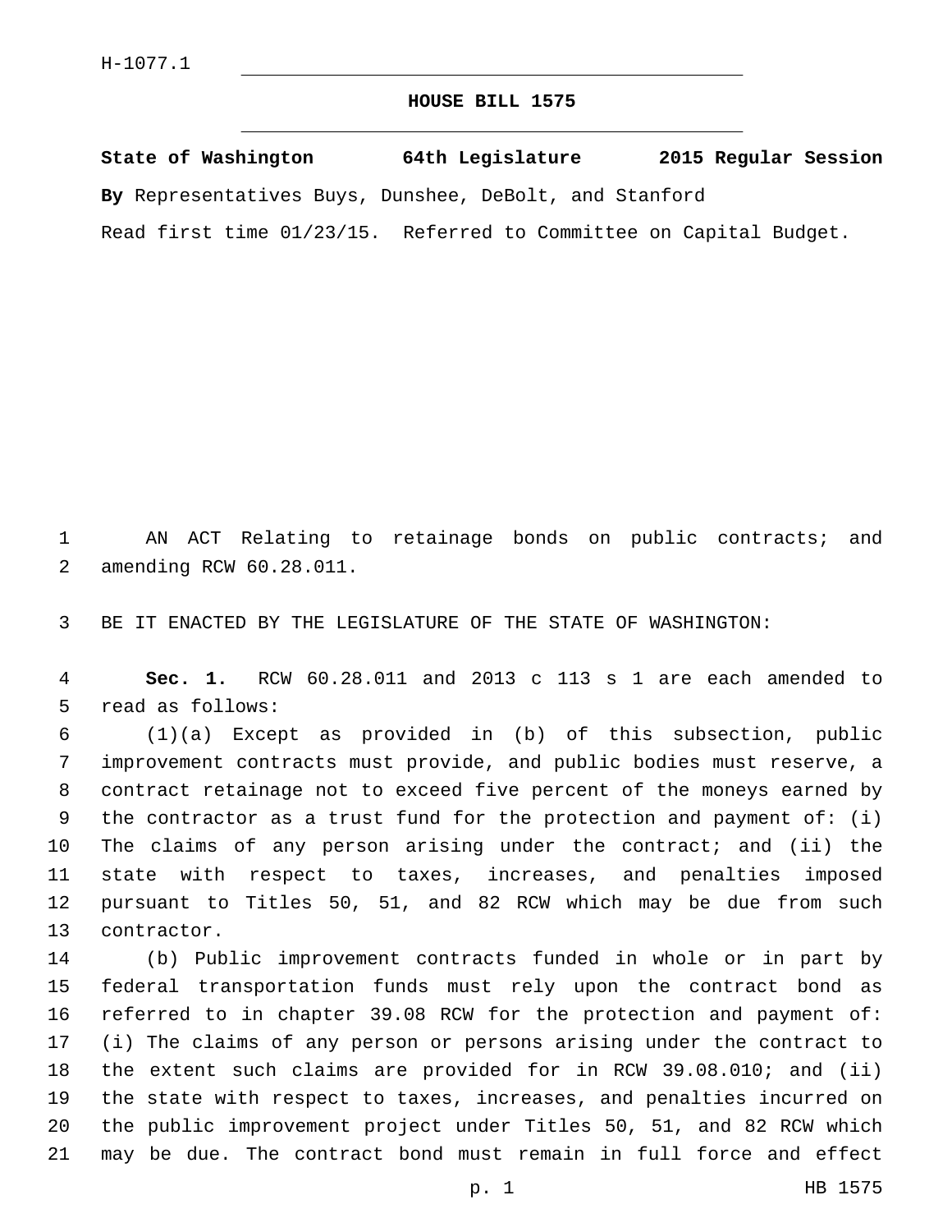H-1077.1

# HOUSE BILL 1575

**State of Washington 64th Legislature 2015 Regular Session**

**By** Representatives Buys, Dunshee, DeBolt, and Stanford

Read first time 01/23/15. Referred to Committee on Capital Budget.

AN ACT Relating to retainage bonds on public contracts; and amending RCW 60.28.011.

BE IT ENACTED BY THE LEGISLATURE OF THE STATE OF WASHINGTON:

**Sec. 1.** RCW 60.28.011 and 2013 c 113 s 1 are each amended to read as follows:

(1)(a) Except as provided in (b) of this subsection, public improvement contracts must provide, and public bodies must reserve, a contract retainage not to exceed five percent of the moneys earned by the contractor as a trust fund for the protection and payment of: (i) The claims of any person arising under the contract; and (ii) the state with respect to taxes, increases, and penalties imposed pursuant to Titles 50, 51, and 82 RCW which may be due from such contractor.

(b) Public improvement contracts funded in whole or in part by federal transportation funds must rely upon the contract bond as referred to in chapter 39.08 RCW for the protection and payment of: (i) The claims of any person or persons arising under the contract to the extent such claims are provided for in RCW 39.08.010; and (ii) the state with respect to taxes, increases, and penalties incurred on the public improvement project under Titles 50, 51, and 82 RCW which may be due. The contract bond must remain in full force and effect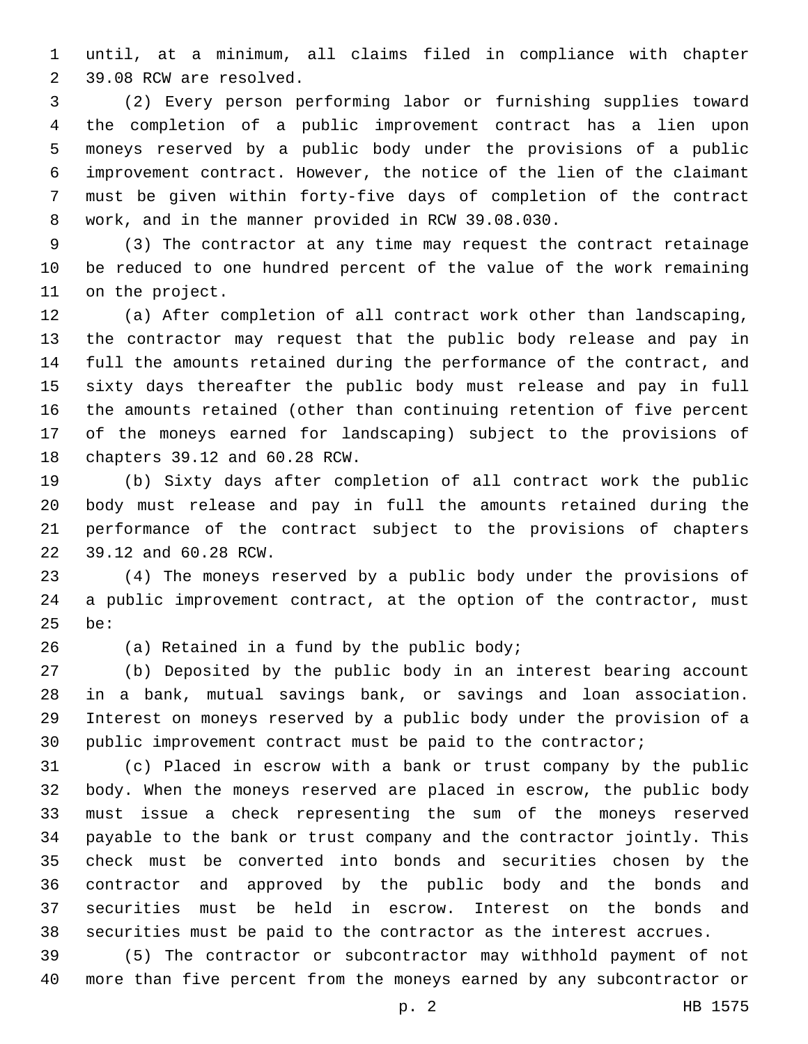until, at a minimum, all claims filed in compliance with chapter 39.08 RCW are resolved.

(2) Every person performing labor or furnishing supplies toward the completion of a public improvement contract has a lien upon moneys reserved by a public body under the provisions of a public improvement contract. However, the notice of the lien of the claimant must be given within forty-five days of completion of the contract work, and in the manner provided in RCW 39.08.030.

(3) The contractor at any time may request the contract retainage be reduced to one hundred percent of the value of the work remaining on the project.

(a) After completion of all contract work other than landscaping, the contractor may request that the public body release and pay in full the amounts retained during the performance of the contract, and sixty days thereafter the public body must release and pay in full the amounts retained (other than continuing retention of five percent of the moneys earned for landscaping) subject to the provisions of chapters 39.12 and 60.28 RCW.

(b) Sixty days after completion of all contract work the public body must release and pay in full the amounts retained during the performance of the contract subject to the provisions of chapters 39.12 and 60.28 RCW.

(4) The moneys reserved by a public body under the provisions of a public improvement contract, at the option of the contractor, must be:

(a) Retained in a fund by the public body;

(b) Deposited by the public body in an interest bearing account in a bank, mutual savings bank, or savings and loan association. Interest on moneys reserved by a public body under the provision of a public improvement contract must be paid to the contractor;

(c) Placed in escrow with a bank or trust company by the public body. When the moneys reserved are placed in escrow, the public body must issue a check representing the sum of the moneys reserved payable to the bank or trust company and the contractor jointly. This check must be converted into bonds and securities chosen by the contractor and approved by the public body and the bonds and securities must be held in escrow. Interest on the bonds and securities must be paid to the contractor as the interest accrues.

(5) The contractor or subcontractor may withhold payment of not more than five percent from the moneys earned by any subcontractor or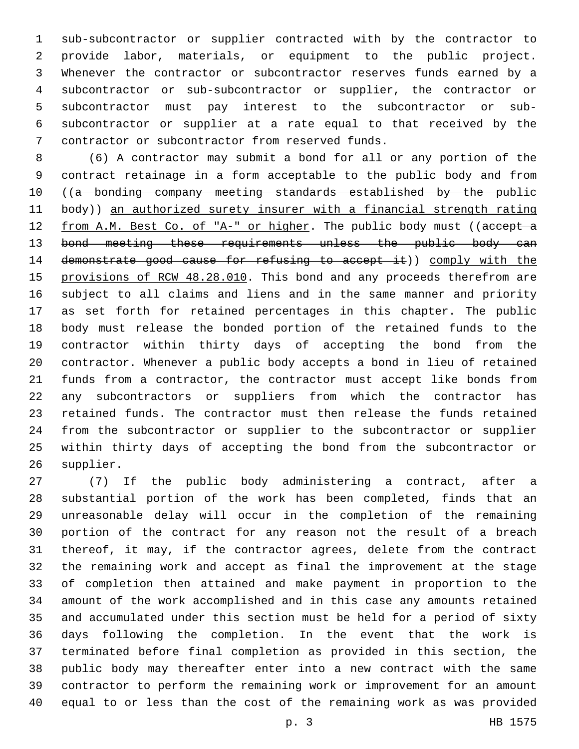sub-subcontractor or supplier contracted with by the contractor to provide labor, materials, or equipment to the public project. Whenever the contractor or subcontractor reserves funds earned by a subcontractor or sub-subcontractor or supplier, the contractor or subcontractor must pay interest to the subcontractor or sub-subcontractor or supplier at a rate equal to that received by the contractor or subcontractor from reserved funds.

(6) A contractor may submit a bond for all or any portion of the contract retainage in a form acceptable to the public body and from ((~~a bonding company meeting standards established by the public body~~)) <u>an authorized surety insurer with a financial strength rating from A.M. Best Co. of "A-" or higher</u>. The public body must ((~~accept a bond meeting these requirements unless the public body can demonstrate good cause for refusing to accept it~~)) <u>comply with the provisions of RCW 48.28.010</u>. This bond and any proceeds therefrom are subject to all claims and liens and in the same manner and priority as set forth for retained percentages in this chapter. The public body must release the bonded portion of the retained funds to the contractor within thirty days of accepting the bond from the contractor. Whenever a public body accepts a bond in lieu of retained funds from a contractor, the contractor must accept like bonds from any subcontractors or suppliers from which the contractor has retained funds. The contractor must then release the funds retained from the subcontractor or supplier to the subcontractor or supplier within thirty days of accepting the bond from the subcontractor or supplier.

(7) If the public body administering a contract, after a substantial portion of the work has been completed, finds that an unreasonable delay will occur in the completion of the remaining portion of the contract for any reason not the result of a breach thereof, it may, if the contractor agrees, delete from the contract the remaining work and accept as final the improvement at the stage of completion then attained and make payment in proportion to the amount of the work accomplished and in this case any amounts retained and accumulated under this section must be held for a period of sixty days following the completion. In the event that the work is terminated before final completion as provided in this section, the public body may thereafter enter into a new contract with the same contractor to perform the remaining work or improvement for an amount equal to or less than the cost of the remaining work as was provided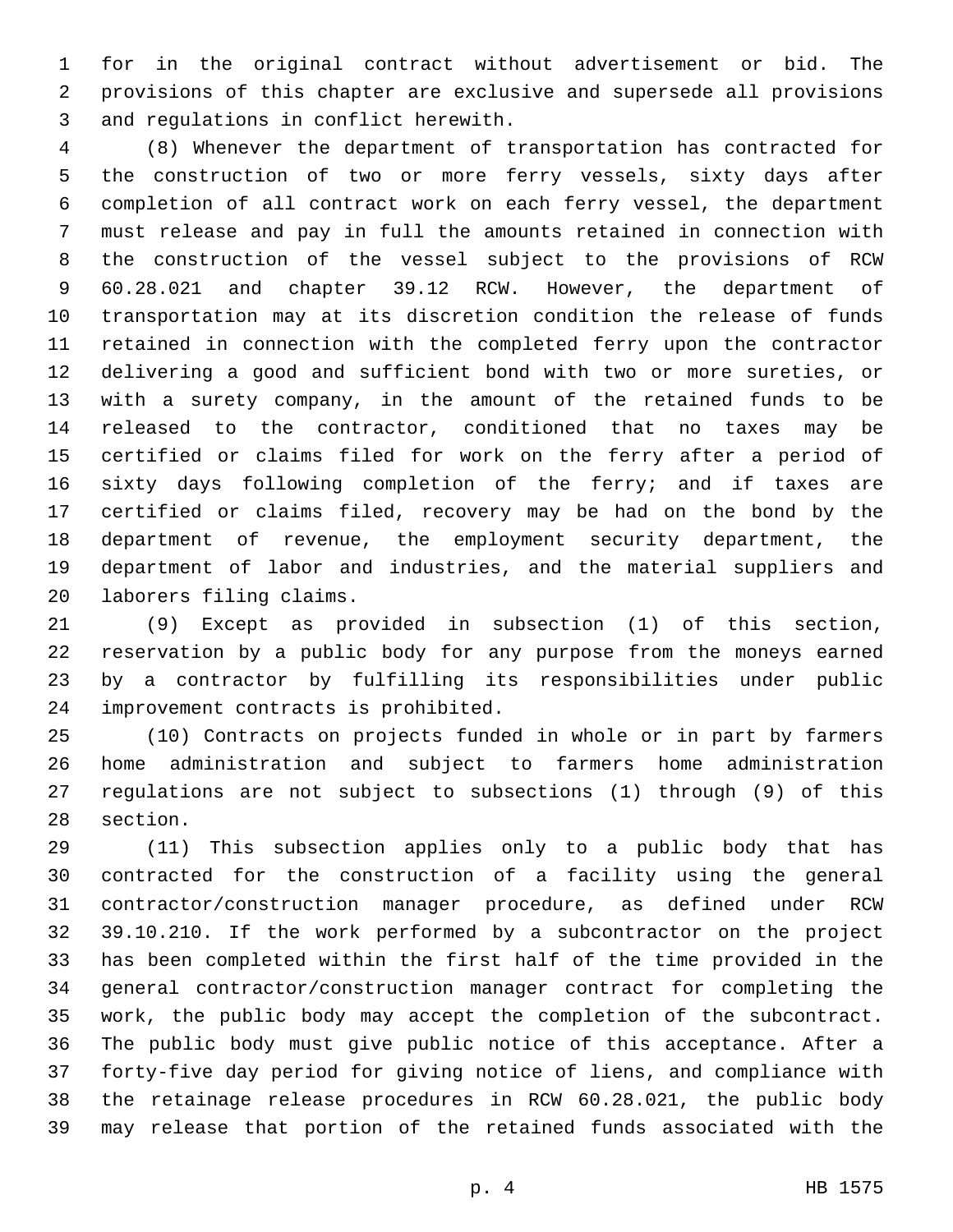for in the original contract without advertisement or bid. The provisions of this chapter are exclusive and supersede all provisions and regulations in conflict herewith.

(8) Whenever the department of transportation has contracted for the construction of two or more ferry vessels, sixty days after completion of all contract work on each ferry vessel, the department must release and pay in full the amounts retained in connection with the construction of the vessel subject to the provisions of RCW 60.28.021 and chapter 39.12 RCW. However, the department of transportation may at its discretion condition the release of funds retained in connection with the completed ferry upon the contractor delivering a good and sufficient bond with two or more sureties, or with a surety company, in the amount of the retained funds to be released to the contractor, conditioned that no taxes may be certified or claims filed for work on the ferry after a period of sixty days following completion of the ferry; and if taxes are certified or claims filed, recovery may be had on the bond by the department of revenue, the employment security department, the department of labor and industries, and the material suppliers and laborers filing claims.

(9) Except as provided in subsection (1) of this section, reservation by a public body for any purpose from the moneys earned by a contractor by fulfilling its responsibilities under public improvement contracts is prohibited.

(10) Contracts on projects funded in whole or in part by farmers home administration and subject to farmers home administration regulations are not subject to subsections (1) through (9) of this section.

(11) This subsection applies only to a public body that has contracted for the construction of a facility using the general contractor/construction manager procedure, as defined under RCW 39.10.210. If the work performed by a subcontractor on the project has been completed within the first half of the time provided in the general contractor/construction manager contract for completing the work, the public body may accept the completion of the subcontract. The public body must give public notice of this acceptance. After a forty-five day period for giving notice of liens, and compliance with the retainage release procedures in RCW 60.28.021, the public body may release that portion of the retained funds associated with the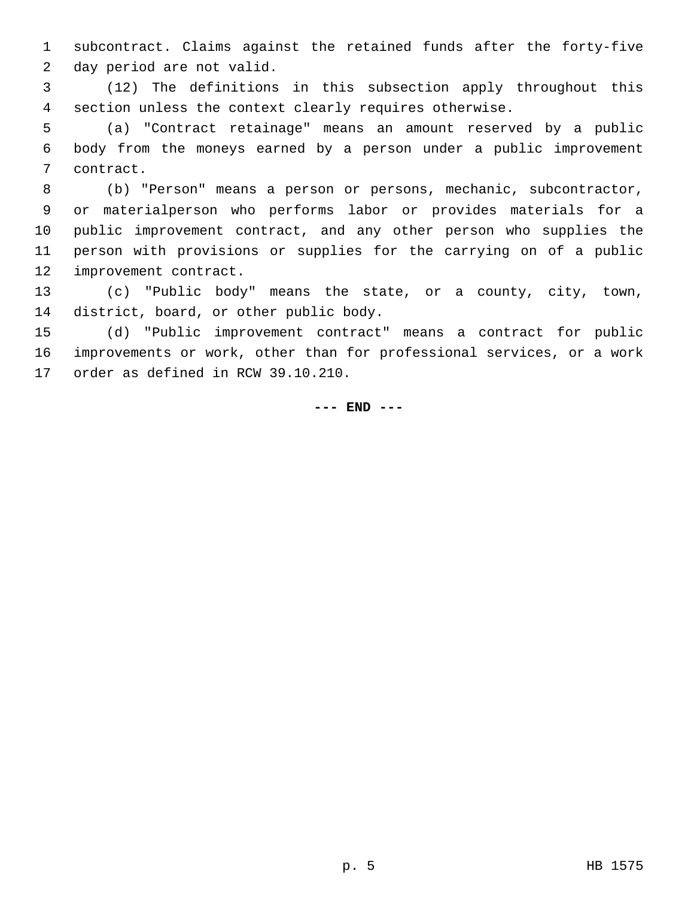subcontract. Claims against the retained funds after the forty-five day period are not valid.

(12) The definitions in this subsection apply throughout this section unless the context clearly requires otherwise.

(a) "Contract retainage" means an amount reserved by a public body from the moneys earned by a person under a public improvement contract.

(b) "Person" means a person or persons, mechanic, subcontractor, or materialperson who performs labor or provides materials for a public improvement contract, and any other person who supplies the person with provisions or supplies for the carrying on of a public improvement contract.

(c) "Public body" means the state, or a county, city, town, district, board, or other public body.

(d) "Public improvement contract" means a contract for public improvements or work, other than for professional services, or a work order as defined in RCW 39.10.210.

**--- END ---**